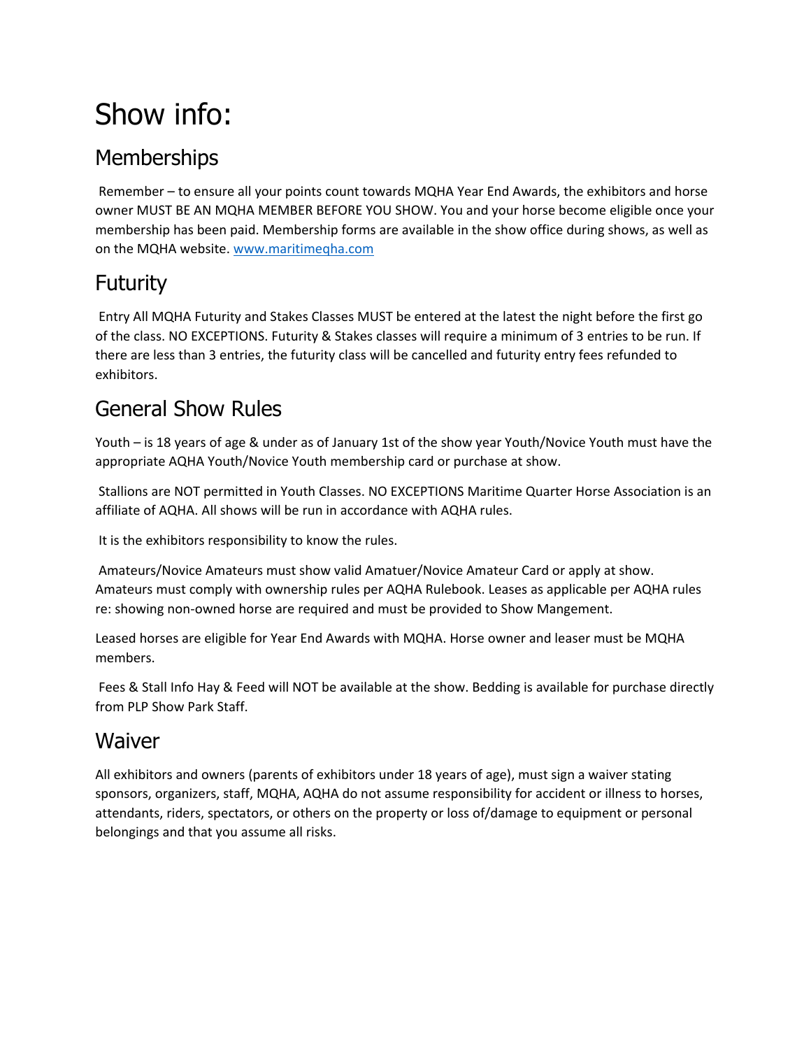# Show info:

## Memberships

Remember – to ensure all your points count towards MQHA Year End Awards, the exhibitors and horse owner MUST BE AN MQHA MEMBER BEFORE YOU SHOW. You and your horse become eligible once your membership has been paid. Membership forms are available in the show office during shows, as well as on the MQHA website. [www.maritimeqha.com](http://www.maritimeqha.com)

## Futurity

Entry All MQHA Futurity and Stakes Classes MUST be entered at the latest the night before the first go of the class. NO EXCEPTIONS. Futurity & Stakes classes will require a minimum of 3 entries to be run. If there are less than 3 entries, the futurity class will be cancelled and futurity entry fees refunded to exhibitors.

## General Show Rules

Youth – is 18 years of age & under as of January 1st of the show year Youth/Novice Youth must have the appropriate AQHA Youth/Novice Youth membership card or purchase at show.

Stallions are NOT permitted in Youth Classes. NO EXCEPTIONS Maritime Quarter Horse Association is an affiliate of AQHA. All shows will be run in accordance with AQHA rules.

It is the exhibitors responsibility to know the rules.

Amateurs/Novice Amateurs must show valid Amatuer/Novice Amateur Card or apply at show. Amateurs must comply with ownership rules per AQHA Rulebook. Leases as applicable per AQHA rules re: showing non-owned horse are required and must be provided to Show Mangement.

Leased horses are eligible for Year End Awards with MQHA. Horse owner and leaser must be MQHA members.

Fees & Stall Info Hay & Feed will NOT be available at the show. Bedding is available for purchase directly from PLP Show Park Staff.

## Waiver

All exhibitors and owners (parents of exhibitors under 18 years of age), must sign a waiver stating sponsors, organizers, staff, MQHA, AQHA do not assume responsibility for accident or illness to horses, attendants, riders, spectators, or others on the property or loss of/damage to equipment or personal belongings and that you assume all risks.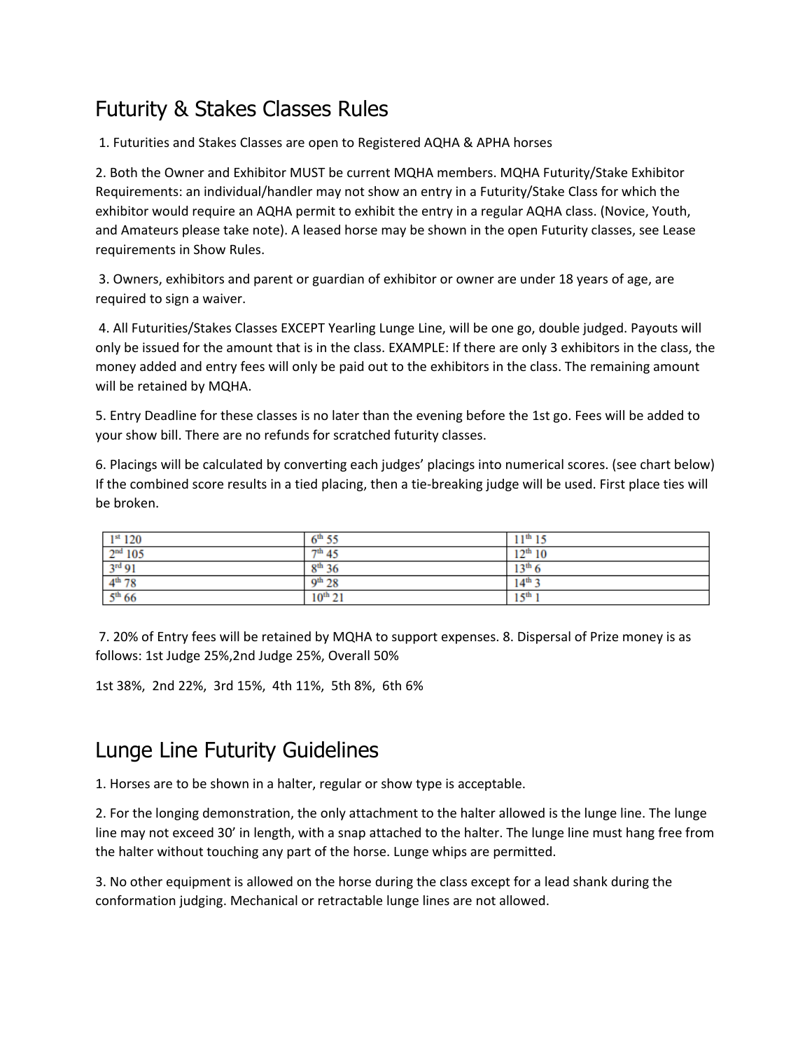## Futurity & Stakes Classes Rules

1. Futurities and Stakes Classes are open to Registered AQHA & APHA horses

2. Both the Owner and Exhibitor MUST be current MQHA members. MQHA Futurity/Stake Exhibitor Requirements: an individual/handler may not show an entry in a Futurity/Stake Class for which the exhibitor would require an AQHA permit to exhibit the entry in a regular AQHA class. (Novice, Youth, and Amateurs please take note). A leased horse may be shown in the open Futurity classes, see Lease requirements in Show Rules.

3. Owners, exhibitors and parent or guardian of exhibitor or owner are under 18 years of age, are required to sign a waiver.

4. All Futurities/Stakes Classes EXCEPT Yearling Lunge Line, will be one go, double judged. Payouts will only be issued for the amount that is in the class. EXAMPLE: If there are only 3 exhibitors in the class, the money added and entry fees will only be paid out to the exhibitors in the class. The remaining amount will be retained by MQHA.

5. Entry Deadline for these classes is no later than the evening before the 1st go. Fees will be added to your show bill. There are no refunds for scratched futurity classes.

6. Placings will be calculated by converting each judges' placings into numerical scores. (see chart below) If the combined score results in a tied placing, then a tie-breaking judge will be used. First place ties will be broken.

| | | |
|---|---|---|
| 1st 120 | 6th 55 | 11th 15 |
| 2nd 105 | 7th 45 | 12th 10 |
| 3rd 91 | 8th 36 | 13th 6 |
| 4th 78 | 9th 28 | 14th 3 |
| 5th 66 | 10th 21 | 15th 1 |

7. 20% of Entry fees will be retained by MQHA to support expenses. 8. Dispersal of Prize money is as follows: 1st Judge 25%,2nd Judge 25%, Overall 50%

1st 38%, 2nd 22%, 3rd 15%, 4th 11%, 5th 8%, 6th 6%

## Lunge Line Futurity Guidelines

1. Horses are to be shown in a halter, regular or show type is acceptable.

2. For the longing demonstration, the only attachment to the halter allowed is the lunge line. The lunge line may not exceed 30' in length, with a snap attached to the halter. The lunge line must hang free from the halter without touching any part of the horse. Lunge whips are permitted.

3. No other equipment is allowed on the horse during the class except for a lead shank during the conformation judging. Mechanical or retractable lunge lines are not allowed.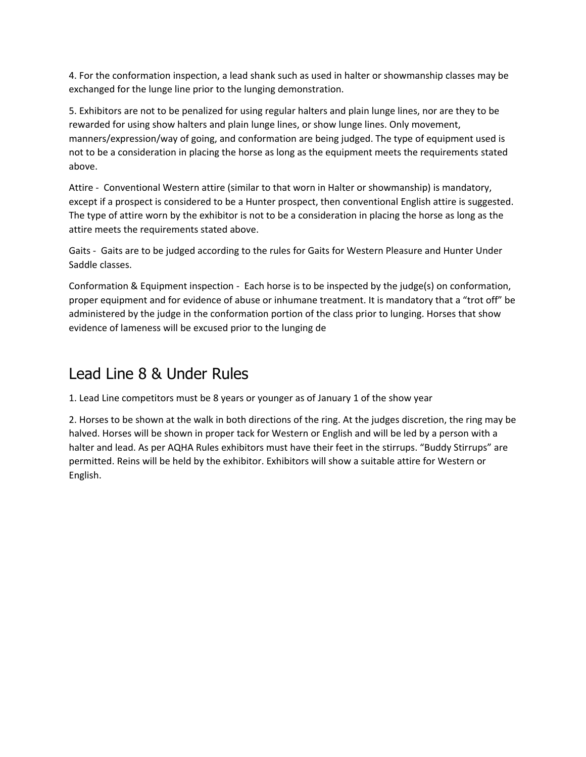4. For the conformation inspection, a lead shank such as used in halter or showmanship classes may be exchanged for the lunge line prior to the lunging demonstration.

5. Exhibitors are not to be penalized for using regular halters and plain lunge lines, nor are they to be rewarded for using show halters and plain lunge lines, or show lunge lines. Only movement, manners/expression/way of going, and conformation are being judged. The type of equipment used is not to be a consideration in placing the horse as long as the equipment meets the requirements stated above.

Attire - Conventional Western attire (similar to that worn in Halter or showmanship) is mandatory, except if a prospect is considered to be a Hunter prospect, then conventional English attire is suggested. The type of attire worn by the exhibitor is not to be a consideration in placing the horse as long as the attire meets the requirements stated above.

Gaits - Gaits are to be judged according to the rules for Gaits for Western Pleasure and Hunter Under Saddle classes.

Conformation & Equipment inspection - Each horse is to be inspected by the judge(s) on conformation, proper equipment and for evidence of abuse or inhumane treatment. It is mandatory that a "trot off" be administered by the judge in the conformation portion of the class prior to lunging. Horses that show evidence of lameness will be excused prior to the lunging de

## Lead Line 8 & Under Rules

1. Lead Line competitors must be 8 years or younger as of January 1 of the show year

2. Horses to be shown at the walk in both directions of the ring. At the judges discretion, the ring may be halved. Horses will be shown in proper tack for Western or English and will be led by a person with a halter and lead. As per AQHA Rules exhibitors must have their feet in the stirrups. "Buddy Stirrups" are permitted. Reins will be held by the exhibitor. Exhibitors will show a suitable attire for Western or English.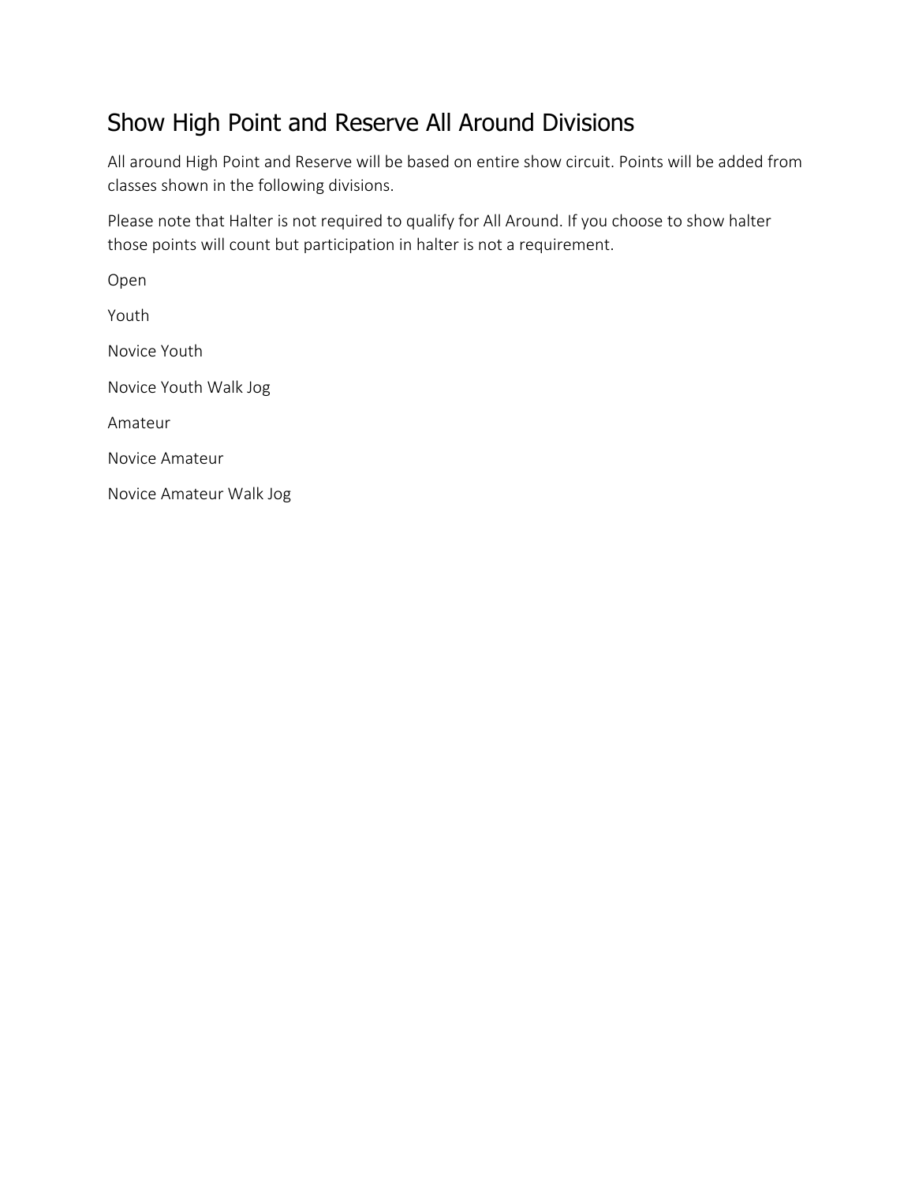## Show High Point and Reserve All Around Divisions

All around High Point and Reserve will be based on entire show circuit. Points will be added from classes shown in the following divisions.

Please note that Halter is not required to qualify for All Around. If you choose to show halter those points will count but participation in halter is not a requirement.

Open

Youth

Novice Youth

Novice Youth Walk Jog

Amateur

Novice Amateur

Novice Amateur Walk Jog